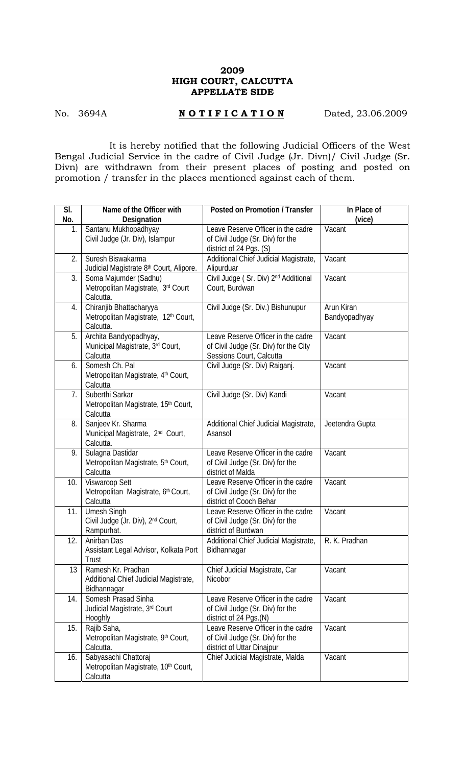**2009**
**HIGH COURT, CALCUTTA**
**APPELLATE SIDE**

No. 3694A **N O T I F I C A T I O N** Dated, 23.06.2009

It is hereby notified that the following Judicial Officers of the West Bengal Judicial Service in the cadre of Civil Judge (Jr. Divn)/ Civil Judge (Sr. Divn) are withdrawn from their present places of posting and posted on promotion / transfer in the places mentioned against each of them.

| Sl. No. | Name of the Officer with Designation | Posted on Promotion / Transfer | In Place of (vice) |
|---|---|---|---|
| 1. | Santanu Mukhopadhyay<br>Civil Judge (Jr. Div), Islampur | Leave Reserve Officer in the cadre of Civil Judge (Sr. Div) for the district of 24 Pgs. (S) | Vacant |
| 2. | Suresh Biswakarma<br>Judicial Magistrate 8th Court, Alipore. | Additional Chief Judicial Magistrate, Alipurduar | Vacant |
| 3. | Soma Majumder (Sadhu)<br>Metropolitan Magistrate, 3rd Court Calcutta. | Civil Judge ( Sr. Div) 2nd Additional Court, Burdwan | Vacant |
| 4. | Chiranjib Bhattacharyya<br>Metropolitan Magistrate, 12th Court, Calcutta. | Civil Judge (Sr. Div.) Bishunupur | Arun Kiran Bandyopadhyay |
| 5. | Archita Bandyopadhyay,<br>Municipal Magistrate, 3rd Court, Calcutta | Leave Reserve Officer in the cadre of Civil Judge (Sr. Div) for the City Sessions Court, Calcutta | Vacant |
| 6. | Somesh Ch. Pal<br>Metropolitan Magistrate, 4th Court, Calcutta | Civil Judge (Sr. Div) Raiganj. | Vacant |
| 7. | Suberthi Sarkar<br>Metropolitan Magistrate, 15th Court, Calcutta | Civil Judge (Sr. Div) Kandi | Vacant |
| 8. | Sanjeev Kr. Sharma<br>Municipal Magistrate, 2nd Court, Calcutta. | Additional Chief Judicial Magistrate, Asansol | Jeetendra Gupta |
| 9. | Sulagna Dastidar<br>Metropolitan Magistrate, 5th Court, Calcutta | Leave Reserve Officer in the cadre of Civil Judge (Sr. Div) for the district of Malda | Vacant |
| 10. | Viswaroop Sett<br>Metropolitan Magistrate, 6th Court, Calcutta | Leave Reserve Officer in the cadre of Civil Judge (Sr. Div) for the district of Cooch Behar | Vacant |
| 11. | Umesh Singh<br>Civil Judge (Jr. Div), 2nd Court, Rampurhat. | Leave Reserve Officer in the cadre of Civil Judge (Sr. Div) for the district of Burdwan | Vacant |
| 12. | Anirban Das<br>Assistant Legal Advisor, Kolkata Port Trust | Additional Chief Judicial Magistrate, Bidhannagar | R. K. Pradhan |
| 13 | Ramesh Kr. Pradhan<br>Additional Chief Judicial Magistrate, Bidhannagar | Chief Judicial Magistrate, Car Nicobor | Vacant |
| 14. | Somesh Prasad Sinha<br>Judicial Magistrate, 3rd Court Hooghly | Leave Reserve Officer in the cadre of Civil Judge (Sr. Div) for the district of 24 Pgs.(N) | Vacant |
| 15. | Rajib Saha,<br>Metropolitan Magistrate, 9th Court, Calcutta. | Leave Reserve Officer in the cadre of Civil Judge (Sr. Div) for the district of Uttar Dinajpur | Vacant |
| 16. | Sabyasachi Chattoraj<br>Metropolitan Magistrate, 10th Court, Calcutta | Chief Judicial Magistrate, Malda | Vacant |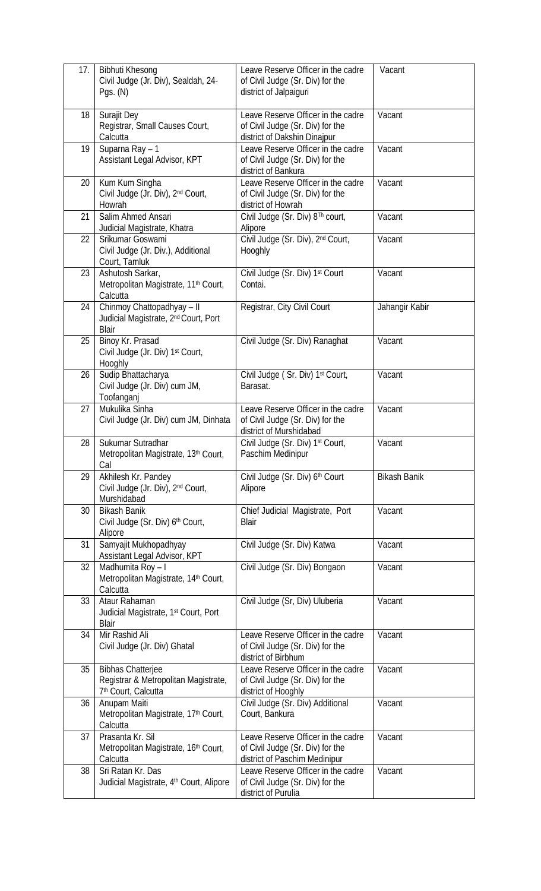| 17. | Bibhuti Khesong<br>Civil Judge (Jr. Div), Sealdah, 24-Pgs. (N) | Leave Reserve Officer in the cadre of Civil Judge (Sr. Div) for the district of Jalpaiguri | Vacant |
|---|---|---|---|
| 18 | Surajit Dey<br>Registrar, Small Causes Court, Calcutta | Leave Reserve Officer in the cadre of Civil Judge (Sr. Div) for the district of Dakshin Dinajpur | Vacant |
| 19 | Suparna Ray – 1<br>Assistant Legal Advisor, KPT | Leave Reserve Officer in the cadre of Civil Judge (Sr. Div) for the district of Bankura | Vacant |
| 20 | Kum Kum Singha<br>Civil Judge (Jr. Div), 2nd Court, Howrah | Leave Reserve Officer in the cadre of Civil Judge (Sr. Div) for the district of Howrah | Vacant |
| 21 | Salim Ahmed Ansari<br>Judicial Magistrate, Khatra | Civil Judge (Sr. Div) 8Th court, Alipore | Vacant |
| 22 | Srikumar Goswami<br>Civil Judge (Jr. Div.), Additional Court, Tamluk | Civil Judge (Sr. Div), 2nd Court, Hooghly | Vacant |
| 23 | Ashutosh Sarkar,<br>Metropolitan Magistrate, 11th Court, Calcutta | Civil Judge (Sr. Div) 1st Court Contai. | Vacant |
| 24 | Chinmoy Chattopadhyay – II<br>Judicial Magistrate, 2nd Court, Port Blair | Registrar, City Civil Court | Jahangir Kabir |
| 25 | Binoy Kr. Prasad<br>Civil Judge (Jr. Div) 1st Court, Hooghly | Civil Judge (Sr. Div) Ranaghat | Vacant |
| 26 | Sudip Bhattacharya<br>Civil Judge (Jr. Div) cum JM, Toofanganj | Civil Judge ( Sr. Div) 1st Court, Barasat. | Vacant |
| 27 | Mukulika Sinha<br>Civil Judge (Jr. Div) cum JM, Dinhata | Leave Reserve Officer in the cadre of Civil Judge (Sr. Div) for the district of Murshidabad | Vacant |
| 28 | Sukumar Sutradhar<br>Metropolitan Magistrate, 13th Court, Cal | Civil Judge (Sr. Div) 1st Court, Paschim Medinipur | Vacant |
| 29 | Akhilesh Kr. Pandey<br>Civil Judge (Jr. Div), 2nd Court, Murshidabad | Civil Judge (Sr. Div) 6th Court Alipore | Bikash Banik |
| 30 | Bikash Banik<br>Civil Judge (Sr. Div) 6th Court, Alipore | Chief Judicial Magistrate, Port Blair | Vacant |
| 31 | Samyajit Mukhopadhyay<br>Assistant Legal Advisor, KPT | Civil Judge (Sr. Div) Katwa | Vacant |
| 32 | Madhumita Roy – I<br>Metropolitan Magistrate, 14th Court, Calcutta | Civil Judge (Sr. Div) Bongaon | Vacant |
| 33 | Ataur Rahaman<br>Judicial Magistrate, 1st Court, Port Blair | Civil Judge (Sr, Div) Uluberia | Vacant |
| 34 | Mir Rashid Ali<br>Civil Judge (Jr. Div) Ghatal | Leave Reserve Officer in the cadre of Civil Judge (Sr. Div) for the district of Birbhum | Vacant |
| 35 | Bibhas Chatterjee<br>Registrar & Metropolitan Magistrate, 7th Court, Calcutta | Leave Reserve Officer in the cadre of Civil Judge (Sr. Div) for the district of Hooghly | Vacant |
| 36 | Anupam Maiti<br>Metropolitan Magistrate, 17th Court, Calcutta | Civil Judge (Sr. Div) Additional Court, Bankura | Vacant |
| 37 | Prasanta Kr. Sil<br>Metropolitan Magistrate, 16th Court, Calcutta | Leave Reserve Officer in the cadre of Civil Judge (Sr. Div) for the district of Paschim Medinipur | Vacant |
| 38 | Sri Ratan Kr. Das<br>Judicial Magistrate, 4th Court, Alipore | Leave Reserve Officer in the cadre of Civil Judge (Sr. Div) for the district of Purulia | Vacant |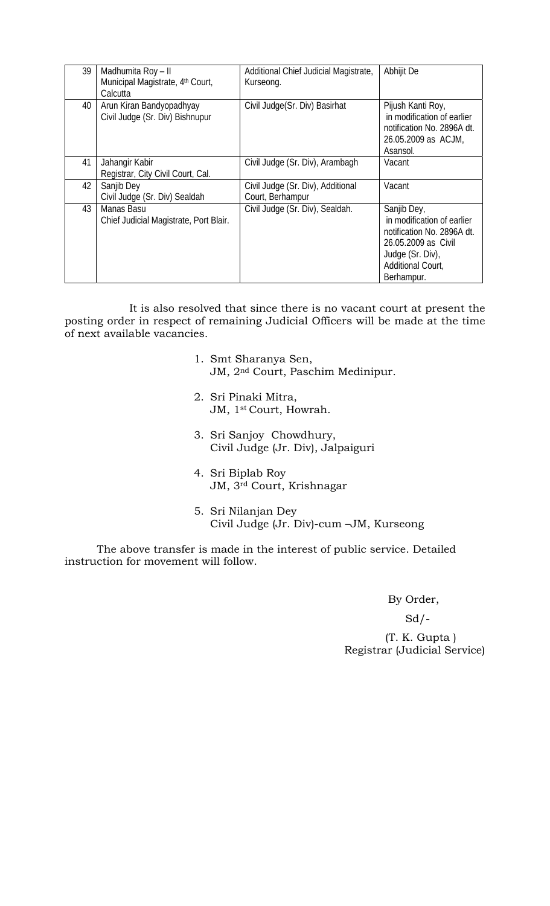| | | | |
|---|---|---|---|
| 39 | Madhumita Roy – II<br>Municipal Magistrate, 4th Court, Calcutta | Additional Chief Judicial Magistrate, Kurseong. | Abhijit De |
| 40 | Arun Kiran Bandyopadhyay<br>Civil Judge (Sr. Div) Bishnupur | Civil Judge(Sr. Div) Basirhat | Pijush Kanti Roy, in modification of earlier notification No. 2896A dt. 26.05.2009 as ACJM, Asansol. |
| 41 | Jahangir Kabir<br>Registrar, City Civil Court, Cal. | Civil Judge (Sr. Div), Arambagh | Vacant |
| 42 | Sanjib Dey<br>Civil Judge (Sr. Div) Sealdah | Civil Judge (Sr. Div), Additional Court, Berhampur | Vacant |
| 43 | Manas Basu<br>Chief Judicial Magistrate, Port Blair. | Civil Judge (Sr. Div), Sealdah. | Sanjib Dey, in modification of earlier notification No. 2896A dt. 26.05.2009 as Civil Judge (Sr. Div), Additional Court, Berhampur. |

It is also resolved that since there is no vacant court at present the posting order in respect of remaining Judicial Officers will be made at the time of next available vacancies.

1. Smt Sharanya Sen,
   JM, 2nd Court, Paschim Medinipur.
2. Sri Pinaki Mitra,
   JM, 1st Court, Howrah.
3. Sri Sanjoy Chowdhury,
   Civil Judge (Jr. Div), Jalpaiguri
4. Sri Biplab Roy
   JM, 3rd Court, Krishnagar
5. Sri Nilanjan Dey
   Civil Judge (Jr. Div)-cum –JM, Kurseong

The above transfer is made in the interest of public service. Detailed instruction for movement will follow.

By Order,

Sd/-

(T. K. Gupta )
Registrar (Judicial Service)